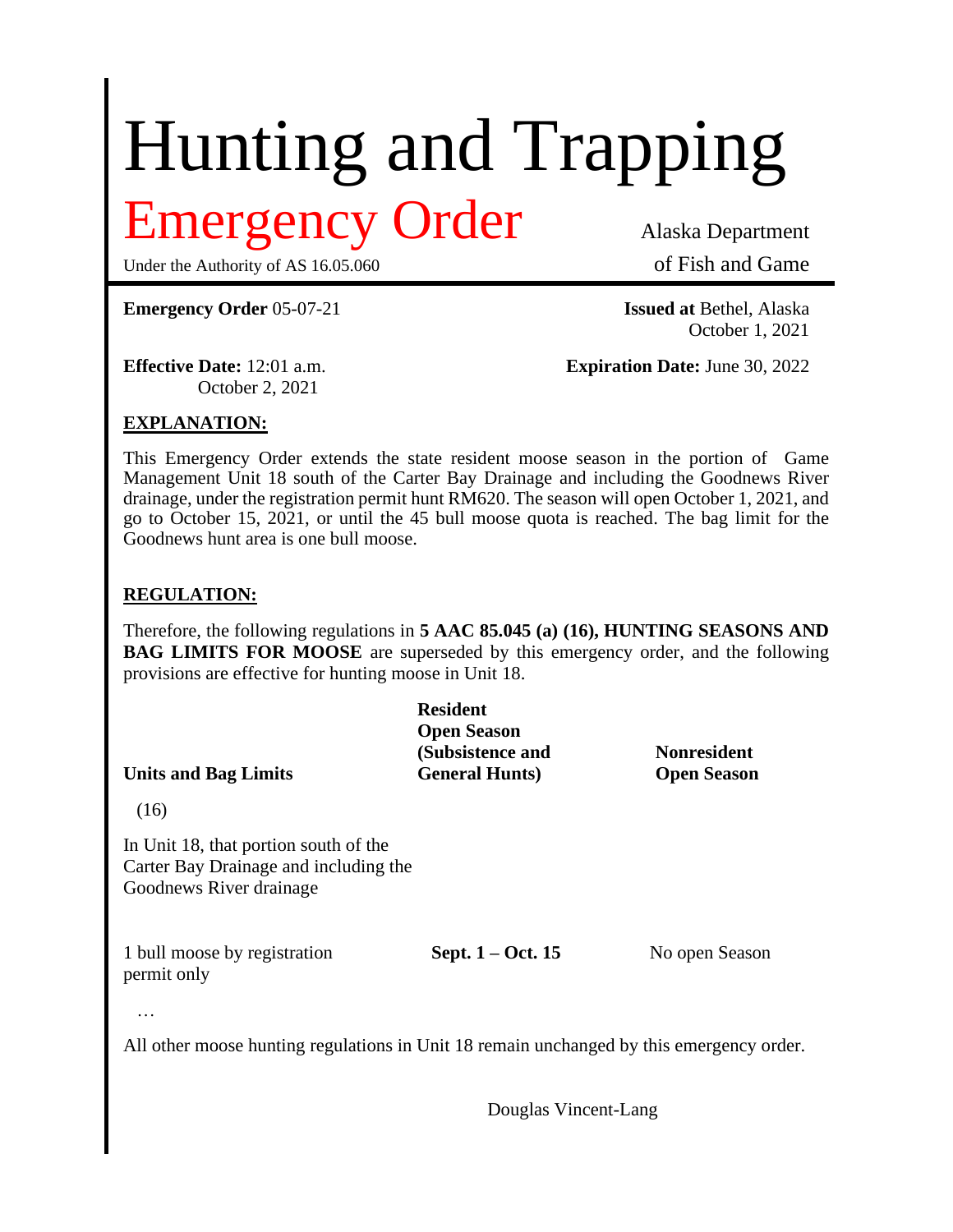# Hunting and Trapping

## Emergency Order

Under the Authority of AS 16.05.060

Alaska Department of Fish and Game

**Emergency Order** 05-07-21

**Issued at** Bethel, Alaska
October 1, 2021

**Effective Date:** 12:01 a.m.
October 2, 2021

**Expiration Date:** June 30, 2022

**EXPLANATION:**

This Emergency Order extends the state resident moose season in the portion of Game Management Unit 18 south of the Carter Bay Drainage and including the Goodnews River drainage, under the registration permit hunt RM620. The season will open October 1, 2021, and go to October 15, 2021, or until the 45 bull moose quota is reached. The bag limit for the Goodnews hunt area is one bull moose.

**REGULATION:**

Therefore, the following regulations in **5 AAC 85.045 (a) (16), HUNTING SEASONS AND BAG LIMITS FOR MOOSE** are superseded by this emergency order, and the following provisions are effective for hunting moose in Unit 18.

| Units and Bag Limits | Resident Open Season (Subsistence and General Hunts) | Nonresident Open Season |
|---|---|---|
| (16) | | |
| In Unit 18, that portion south of the Carter Bay Drainage and including the Goodnews River drainage | | |
| 1 bull moose by registration permit only | **Sept. 1 – Oct. 15** | No open Season |

…

All other moose hunting regulations in Unit 18 remain unchanged by this emergency order.

Douglas Vincent-Lang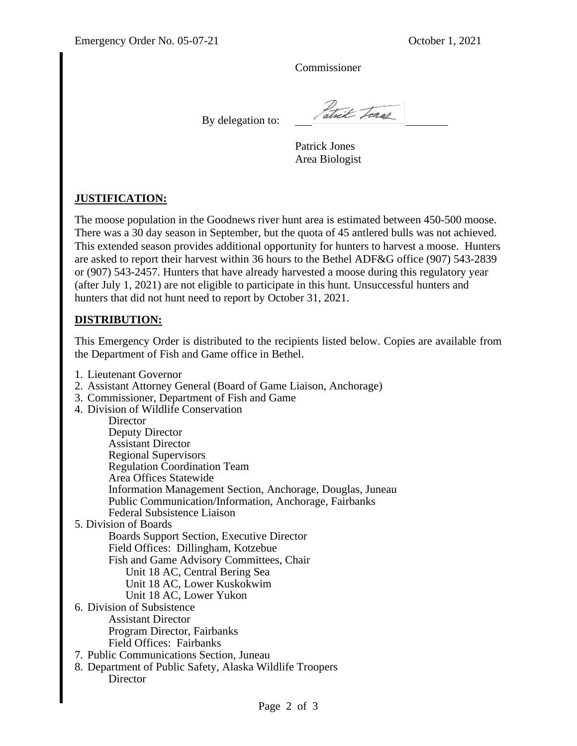Commissioner

By delegation to: Patrick Jones

Patrick Jones
Area Biologist

**JUSTIFICATION:**

The moose population in the Goodnews river hunt area is estimated between 450-500 moose. There was a 30 day season in September, but the quota of 45 antlered bulls was not achieved. This extended season provides additional opportunity for hunters to harvest a moose. Hunters are asked to report their harvest within 36 hours to the Bethel ADF&G office (907) 543-2839 or (907) 543-2457. Hunters that have already harvested a moose during this regulatory year (after July 1, 2021) are not eligible to participate in this hunt. Unsuccessful hunters and hunters that did not hunt need to report by October 31, 2021.

**DISTRIBUTION:**

This Emergency Order is distributed to the recipients listed below. Copies are available from the Department of Fish and Game office in Bethel.

1. Lieutenant Governor
2. Assistant Attorney General (Board of Game Liaison, Anchorage)
3. Commissioner, Department of Fish and Game
4. Division of Wildlife Conservation
   - Director
   - Deputy Director
   - Assistant Director
   - Regional Supervisors
   - Regulation Coordination Team
   - Area Offices Statewide
   - Information Management Section, Anchorage, Douglas, Juneau
   - Public Communication/Information, Anchorage, Fairbanks
   - Federal Subsistence Liaison
5. Division of Boards
   - Boards Support Section, Executive Director
   - Field Offices: Dillingham, Kotzebue
   - Fish and Game Advisory Committees, Chair
     - Unit 18 AC, Central Bering Sea
     - Unit 18 AC, Lower Kuskokwim
     - Unit 18 AC, Lower Yukon
6. Division of Subsistence
   - Assistant Director
   - Program Director, Fairbanks
   - Field Offices: Fairbanks
7. Public Communications Section, Juneau
8. Department of Public Safety, Alaska Wildlife Troopers
   - Director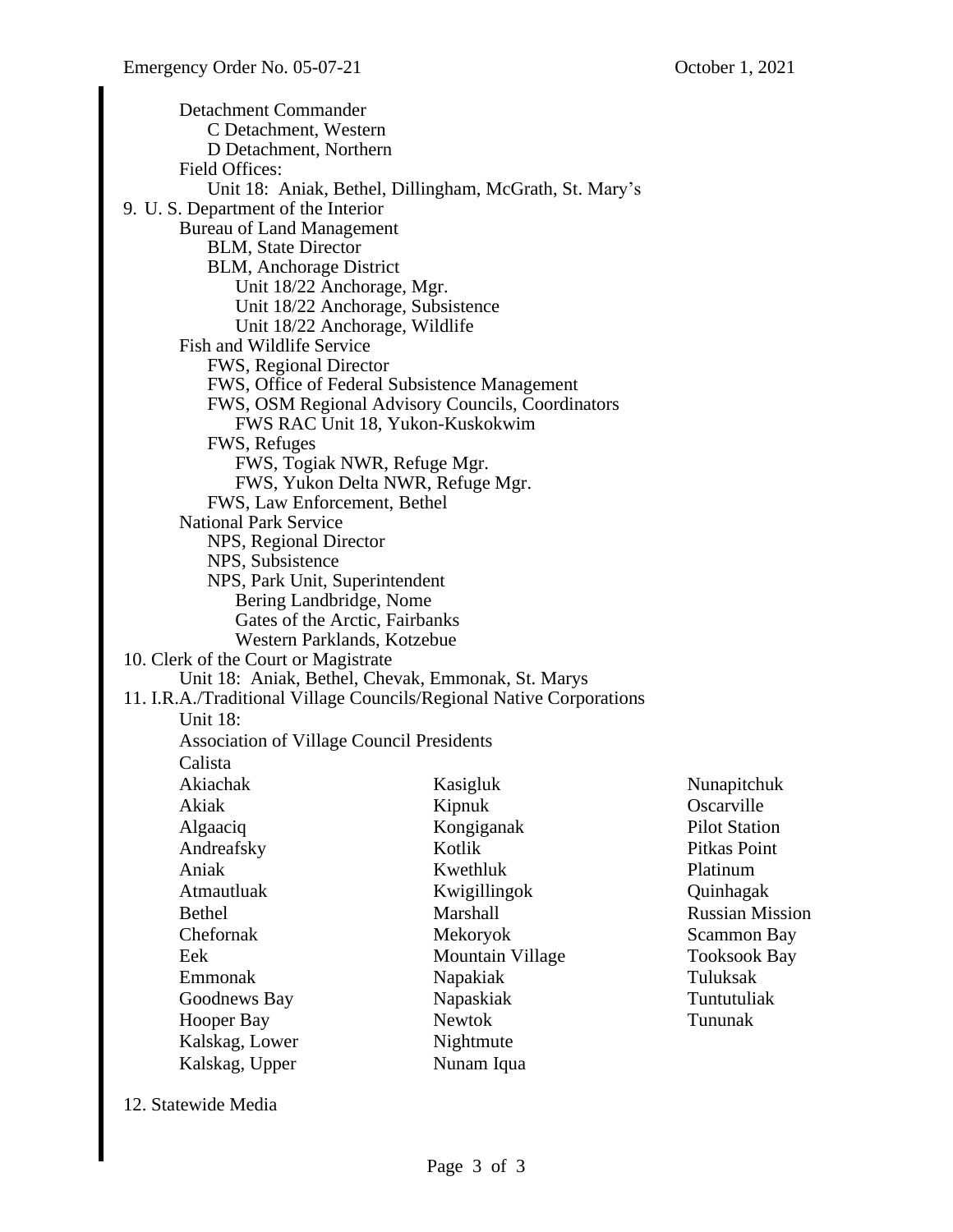Detachment Commander
- C Detachment, Western
- D Detachment, Northern

Field Offices:
- Unit 18: Aniak, Bethel, Dillingham, McGrath, St. Mary's

9. U. S. Department of the Interior
   - Bureau of Land Management
     - BLM, State Director
     - BLM, Anchorage District
       - Unit 18/22 Anchorage, Mgr.
       - Unit 18/22 Anchorage, Subsistence
       - Unit 18/22 Anchorage, Wildlife
   - Fish and Wildlife Service
     - FWS, Regional Director
     - FWS, Office of Federal Subsistence Management
     - FWS, OSM Regional Advisory Councils, Coordinators
       - FWS RAC Unit 18, Yukon-Kuskokwim
     - FWS, Refuges
       - FWS, Togiak NWR, Refuge Mgr.
       - FWS, Yukon Delta NWR, Refuge Mgr.
     - FWS, Law Enforcement, Bethel
   - National Park Service
     - NPS, Regional Director
     - NPS, Subsistence
     - NPS, Park Unit, Superintendent
       - Bering Landbridge, Nome
       - Gates of the Arctic, Fairbanks
       - Western Parklands, Kotzebue
10. Clerk of the Court or Magistrate
    - Unit 18: Aniak, Bethel, Chevak, Emmonak, St. Marys
11. I.R.A./Traditional Village Councils/Regional Native Corporations
    - Unit 18:
    - Association of Village Council Presidents
    - Calista

| | | |
|---|---|---|
| Akiachak | Kasigluk | Nunapitchuk |
| Akiak | Kipnuk | Oscarville |
| Algaaciq | Kongiganak | Pilot Station |
| Andreafsky | Kotlik | Pitkas Point |
| Aniak | Kwethluk | Platinum |
| Atmautluak | Kwigillingok | Quinhagak |
| Bethel | Marshall | Russian Mission |
| Chefornak | Mekoryok | Scammon Bay |
| Eek | Mountain Village | Tooksook Bay |
| Emmonak | Napakiak | Tuluksak |
| Goodnews Bay | Napaskiak | Tuntutuliak |
| Hooper Bay | Newtok | Tununak |
| Kalskag, Lower | Nightmute | |
| Kalskag, Upper | Nunam Iqua | |

12. Statewide Media